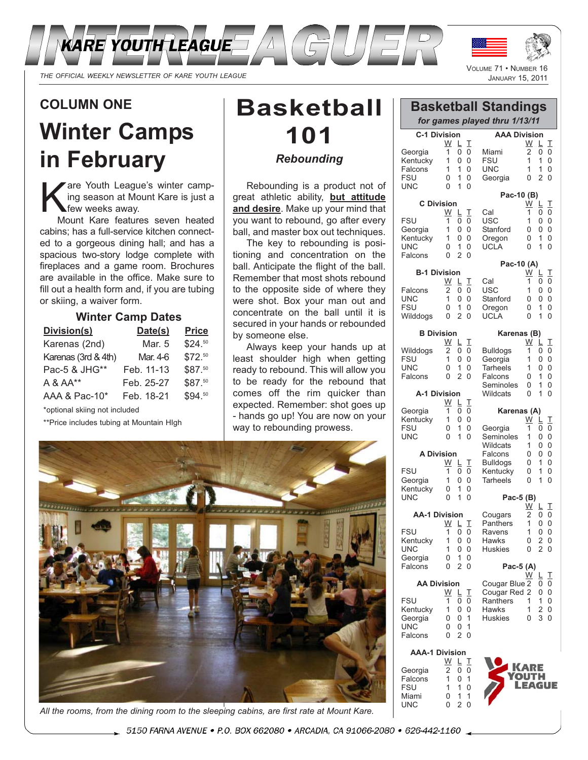# INTERLEAGUER

KARE YOUTH LEAGUE

*THE OFFICIAL WEEKLY NEWSLETTER OF KARE YOUTH LEAGUE*

VOLUME 71 • NUMBER 16
JANUARY 15, 2011

## COLUMN ONE

# Winter Camps in February

Kare Youth League's winter camping season at Mount Kare is just a few weeks away.

Mount Kare features seven heated cabins; has a full-service kitchen connected to a gorgeous dining hall; and has a spacious two-story lodge complete with fireplaces and a game room. Brochures are available in the office. Make sure to fill out a health form and, if you are tubing or skiing, a waiver form.

### Winter Camp Dates

| Division(s) | Date(s) | Price |
|---|---|---|
| Karenas (2nd) | Mar. 5 | $24.50 |
| Karenas (3rd & 4th) | Mar. 4-6 | $72.50 |
| Pac-5 & JHG** | Feb. 11-13 | $87.50 |
| A & AA** | Feb. 25-27 | $87.50 |
| AAA & Pac-10* | Feb. 18-21 | $94.50 |

*optional skiing not included

**Price includes tubing at Mountain HIgh

# Basketball 101

### *Rebounding*

Rebounding is a product not of great athletic ability, **but attitude and desire**. Make up your mind that you want to rebound, go after every ball, and master box out techniques.

The key to rebounding is positioning and concentration on the ball. Anticipate the flight of the ball. Remember that most shots rebound to the opposite side of where they were shot. Box your man out and concentrate on the ball until it is secured in your hands or rebounded by someone else.

Always keep your hands up at least shoulder high when getting ready to rebound. This will allow you to be ready for the rebound that comes off the rim quicker than expected. Remember: shot goes up - hands go up! You are now on your way to rebounding prowess.

*All the rooms, from the dining room to the sleeping cabins, are first rate at Mount Kare.*

## Basketball Standings

*for games played thru 1/13/11*

**C-1 Division**

| | W | L | T |
|---|---|---|---|
| Georgia | 1 | 0 | 0 |
| Kentucky | 1 | 0 | 0 |
| Falcons | 1 | 1 | 0 |
| FSU | 0 | 1 | 0 |
| UNC | 0 | 1 | 0 |

**C Division**

| | W | L | T |
|---|---|---|---|
| FSU | 1 | 0 | 0 |
| Georgia | 1 | 0 | 0 |
| Kentucky | 1 | 0 | 0 |
| UNC | 0 | 1 | 0 |
| Falcons | 0 | 2 | 0 |

**B-1 Division**

| | W | L | T |
|---|---|---|---|
| Falcons | 2 | 0 | 0 |
| UNC | 1 | 0 | 0 |
| FSU | 0 | 1 | 0 |
| Wilddogs | 0 | 2 | 0 |

**B Division**

| | W | L | T |
|---|---|---|---|
| Wilddogs | 2 | 0 | 0 |
| FSU | 1 | 0 | 0 |
| UNC | 0 | 1 | 0 |
| Falcons | 0 | 2 | 0 |

**A-1 Division**

| | W | L | T |
|---|---|---|---|
| Georgia | 1 | 0 | 0 |
| Kentucky | 1 | 0 | 0 |
| FSU | 0 | 1 | 0 |
| UNC | 0 | 1 | 0 |

**A Division**

| | W | L | T |
|---|---|---|---|
| FSU | 1 | 0 | 0 |
| Georgia | 1 | 0 | 0 |
| Kentucky | 0 | 1 | 0 |
| UNC | 0 | 1 | 0 |

**AA-1 Division**

| | W | L | T |
|---|---|---|---|
| FSU | 1 | 0 | 0 |
| Kentucky | 1 | 0 | 0 |
| UNC | 1 | 0 | 0 |
| Georgia | 0 | 1 | 0 |
| Falcons | 0 | 2 | 0 |

**AA Division**

| | W | L | T |
|---|---|---|---|
| FSU | 1 | 0 | 0 |
| Kentucky | 1 | 0 | 0 |
| Georgia | 0 | 0 | 1 |
| UNC | 0 | 0 | 1 |
| Falcons | 0 | 2 | 0 |

**AAA-1 Division**

| | W | L | T |
|---|---|---|---|
| Georgia | 2 | 0 | 0 |
| Falcons | 1 | 0 | 1 |
| FSU | 1 | 1 | 0 |
| Miami | 0 | 1 | 1 |
| UNC | 0 | 2 | 0 |

**AAA Division**

| | W | L | T |
|---|---|---|---|
| Miami | 2 | 0 | 0 |
| FSU | 1 | 1 | 0 |
| UNC | 1 | 1 | 0 |
| Georgia | 0 | 2 | 0 |

**Pac-10 (B)**

| | W | L | T |
|---|---|---|---|
| Cal | 1 | 0 | 0 |
| USC | 1 | 0 | 0 |
| Stanford | 0 | 0 | 0 |
| Oregon | 0 | 1 | 0 |
| UCLA | 0 | 1 | 0 |

**Pac-10 (A)**

| | W | L | T |
|---|---|---|---|
| Cal | 1 | 0 | 0 |
| USC | 1 | 0 | 0 |
| Stanford | 0 | 0 | 0 |
| Oregon | 0 | 1 | 0 |
| UCLA | 0 | 1 | 0 |

**Karenas (B)**

| | W | L | T |
|---|---|---|---|
| Bulldogs | 1 | 0 | 0 |
| Georgia | 1 | 0 | 0 |
| Tarheels | 1 | 0 | 0 |
| Falcons | 0 | 1 | 0 |
| Seminoles | 0 | 1 | 0 |
| Wildcats | 0 | 1 | 0 |

**Karenas (A)**

| | W | L | T |
|---|---|---|---|
| Georgia | 1 | 0 | 0 |
| Seminoles | 1 | 0 | 0 |
| Wildcats | 1 | 0 | 0 |
| Falcons | 0 | 0 | 0 |
| Bulldogs | 0 | 1 | 0 |
| Kentucky | 0 | 1 | 0 |
| Tarheels | 0 | 1 | 0 |

**Pac-5 (B)**

| | W | L | T |
|---|---|---|---|
| Cougars | 2 | 0 | 0 |
| Panthers | 1 | 0 | 0 |
| Ravens | 1 | 0 | 0 |
| Hawks | 0 | 2 | 0 |
| Huskies | 0 | 2 | 0 |

**Pac-5 (A)**

| | W | L | T |
|---|---|---|---|
| Cougar Blue | 2 | 0 | 0 |
| Cougar Red | 2 | 0 | 0 |
| Ranthers | 1 | 1 | 0 |
| Hawks | 1 | 2 | 0 |
| Huskies | 0 | 3 | 0 |

KARE YOUTH LEAGUE

5150 FARNA AVENUE • P.O. BOX 662080 • ARCADIA, CA 91066-2080 • 626-442-1160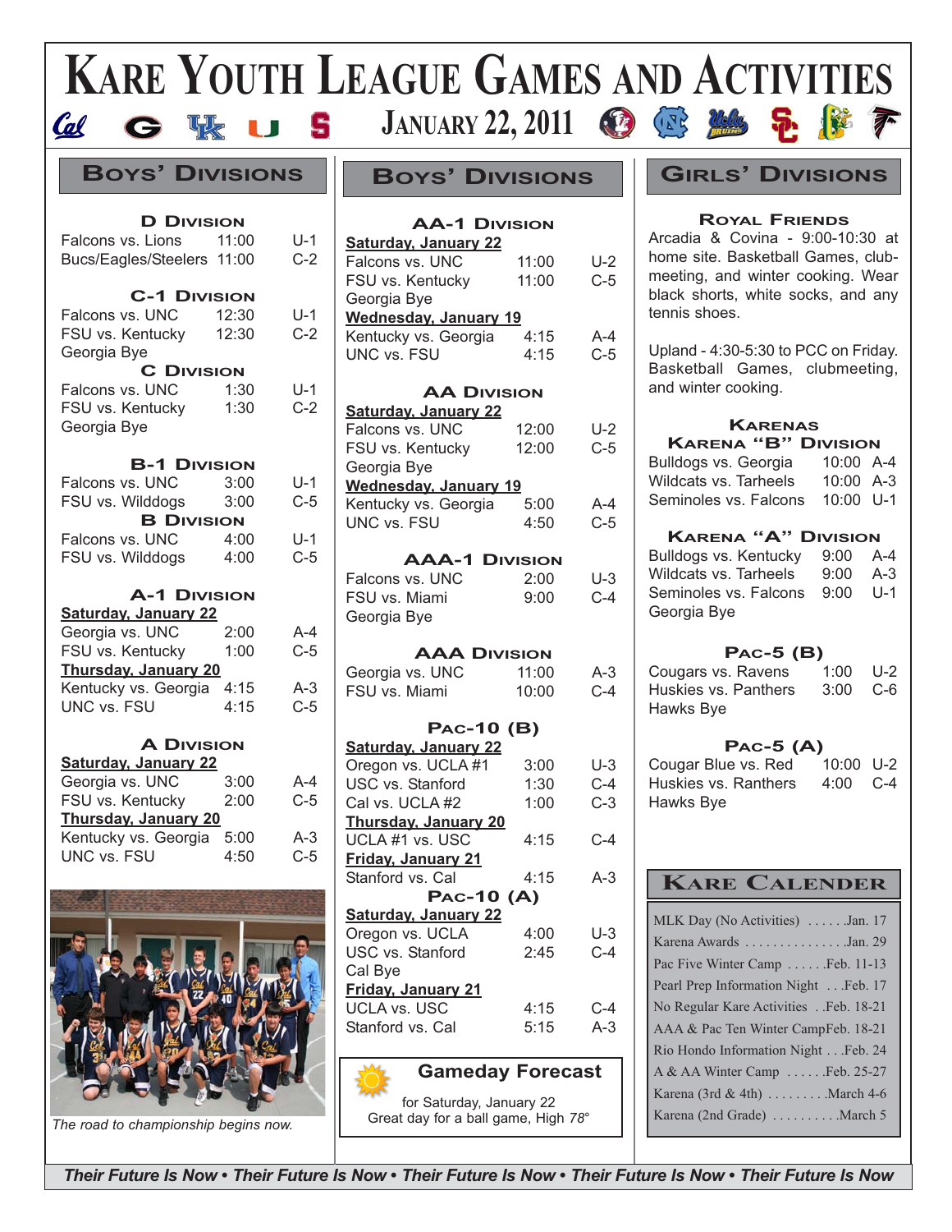# Kare Youth League Games and Activities

## January 22, 2011

## Boys' Divisions

### D Division

| | | |
|---|---|---|
| Falcons vs. Lions | 11:00 | U-1 |
| Bucs/Eagles/Steelers | 11:00 | C-2 |

### C-1 Division

| | | |
|---|---|---|
| Falcons vs. UNC | 12:30 | U-1 |
| FSU vs. Kentucky | 12:30 | C-2 |
| Georgia Bye | | |

### C Division

| | | |
|---|---|---|
| Falcons vs. UNC | 1:30 | U-1 |
| FSU vs. Kentucky | 1:30 | C-2 |
| Georgia Bye | | |

### B-1 Division

| | | |
|---|---|---|
| Falcons vs. UNC | 3:00 | U-1 |
| FSU vs. Wilddogs | 3:00 | C-5 |

### B Division

| | | |
|---|---|---|
| Falcons vs. UNC | 4:00 | U-1 |
| FSU vs. Wilddogs | 4:00 | C-5 |

### A-1 Division

**Saturday, January 22**

| | | |
|---|---|---|
| Georgia vs. UNC | 2:00 | A-4 |
| FSU vs. Kentucky | 1:00 | C-5 |

**Thursday, January 20**

| | | |
|---|---|---|
| Kentucky vs. Georgia | 4:15 | A-3 |
| UNC vs. FSU | 4:15 | C-5 |

### A Division

**Saturday, January 22**

| | | |
|---|---|---|
| Georgia vs. UNC | 3:00 | A-4 |
| FSU vs. Kentucky | 2:00 | C-5 |

**Thursday, January 20**

| | | |
|---|---|---|
| Kentucky vs. Georgia | 5:00 | A-3 |
| UNC vs. FSU | 4:50 | C-5 |

*The road to championship begins now.*

## Boys' Divisions

### AA-1 Division

**Saturday, January 22**

| | | |
|---|---|---|
| Falcons vs. UNC | 11:00 | U-2 |
| FSU vs. Kentucky | 11:00 | C-5 |
| Georgia Bye | | |

**Wednesday, January 19**

| | | |
|---|---|---|
| Kentucky vs. Georgia | 4:15 | A-4 |
| UNC vs. FSU | 4:15 | C-5 |

### AA Division

**Saturday, January 22**

| | | |
|---|---|---|
| Falcons vs. UNC | 12:00 | U-2 |
| FSU vs. Kentucky | 12:00 | C-5 |
| Georgia Bye | | |

**Wednesday, January 19**

| | | |
|---|---|---|
| Kentucky vs. Georgia | 5:00 | A-4 |
| UNC vs. FSU | 4:50 | C-5 |

### AAA-1 Division

| | | |
|---|---|---|
| Falcons vs. UNC | 2:00 | U-3 |
| FSU vs. Miami | 9:00 | C-4 |
| Georgia Bye | | |

### AAA Division

| | | |
|---|---|---|
| Georgia vs. UNC | 11:00 | A-3 |
| FSU vs. Miami | 10:00 | C-4 |

### Pac-10 (B)

**Saturday, January 22**

| | | |
|---|---|---|
| Oregon vs. UCLA #1 | 3:00 | U-3 |
| USC vs. Stanford | 1:30 | C-4 |
| Cal vs. UCLA #2 | 1:00 | C-3 |

**Thursday, January 20**

| | | |
|---|---|---|
| UCLA #1 vs. USC | 4:15 | C-4 |

**Friday, January 21**

| | | |
|---|---|---|
| Stanford vs. Cal | 4:15 | A-3 |

### Pac-10 (A)

**Saturday, January 22**

| | | |
|---|---|---|
| Oregon vs. UCLA | 4:00 | U-3 |
| USC vs. Stanford | 2:45 | C-4 |
| Cal Bye | | |

**Friday, January 21**

| | | |
|---|---|---|
| UCLA vs. USC | 4:15 | C-4 |
| Stanford vs. Cal | 5:15 | A-3 |

### Gameday Forecast

for Saturday, January 22
Great day for a ball game, High 78°

## Girls' Divisions

### Royal Friends

Arcadia & Covina - 9:00-10:30 at home site. Basketball Games, club-meeting, and winter cooking. Wear black shorts, white socks, and any tennis shoes.

Upland - 4:30-5:30 to PCC on Friday. Basketball Games, clubmeeting, and winter cooking.

### Karenas

### Karena "B" Division

| | | |
|---|---|---|
| Bulldogs vs. Georgia | 10:00 | A-4 |
| Wildcats vs. Tarheels | 10:00 | A-3 |
| Seminoles vs. Falcons | 10:00 | U-1 |

### Karena "A" Division

| | | |
|---|---|---|
| Bulldogs vs. Kentucky | 9:00 | A-4 |
| Wildcats vs. Tarheels | 9:00 | A-3 |
| Seminoles vs. Falcons | 9:00 | U-1 |
| Georgia Bye | | |

### Pac-5 (B)

| | | |
|---|---|---|
| Cougars vs. Ravens | 1:00 | U-2 |
| Huskies vs. Panthers | 3:00 | C-6 |
| Hawks Bye | | |

### Pac-5 (A)

| | | |
|---|---|---|
| Cougar Blue vs. Red | 10:00 | U-2 |
| Huskies vs. Ranthers | 4:00 | C-4 |
| Hawks Bye | | |

## Kare Calender

| | |
|---|---|
| MLK Day (No Activities) | Jan. 17 |
| Karena Awards | Jan. 29 |
| Pac Five Winter Camp | Feb. 11-13 |
| Pearl Prep Information Night | Feb. 17 |
| No Regular Kare Activities | Feb. 18-21 |
| AAA & Pac Ten Winter Camp | Feb. 18-21 |
| Rio Hondo Information Night | Feb. 24 |
| A & AA Winter Camp | Feb. 25-27 |
| Karena (3rd & 4th) | March 4-6 |
| Karena (2nd Grade) | March 5 |

***Their Future Is Now • Their Future Is Now • Their Future Is Now • Their Future Is Now • Their Future Is Now***